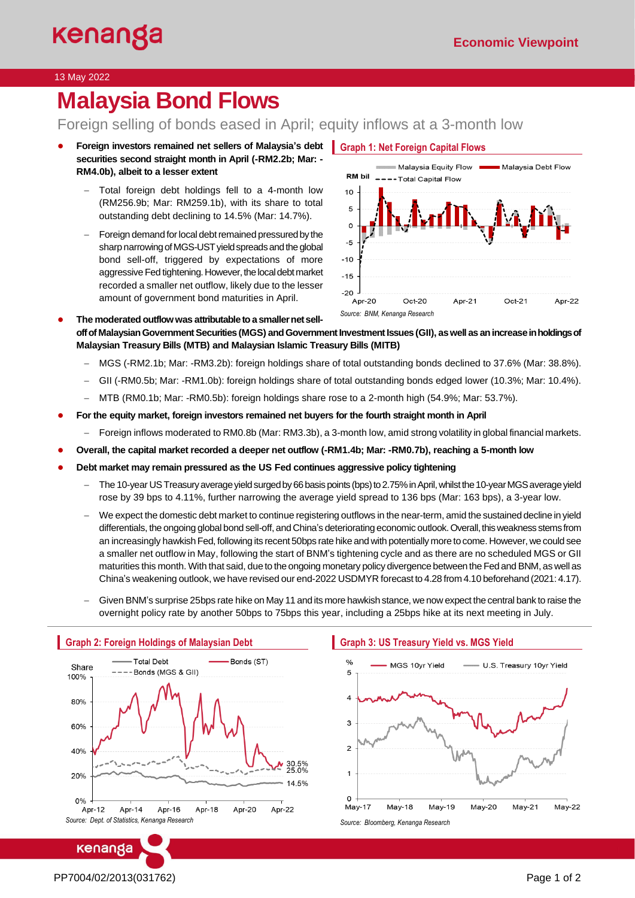13 May 2022

Economic Viewpoint

# Malaysia Bond Flows

## Foreign selling of bonds eased in April; equity inflows at a 3-month low

- **Foreign investors remained net sellers of Malaysia's debt securities second straight month in April (-RM2.2b; Mar: -RM4.0b), albeit to a lesser extent**
  - Total foreign debt holdings fell to a 4-month low (RM256.9b; Mar: RM259.1b), with its share to total outstanding debt declining to 14.5% (Mar: 14.7%).
  - Foreign demand for local debt remained pressured by the sharp narrowing of MGS-UST yield spreads and the global bond sell-off, triggered by expectations of more aggressive Fed tightening. However, the local debt market recorded a smaller net outflow, likely due to the lesser amount of government bond maturities in April.

**Graph 1: Net Foreign Capital Flows**

Source: BNM, Kenanga Research

- **The moderated outflow was attributable to a smaller net sell-off of Malaysian Government Securities (MGS) and Government Investment Issues (GII), as well as an increase in holdings of Malaysian Treasury Bills (MTB) and Malaysian Islamic Treasury Bills (MITB)**
  - MGS (-RM2.1b; Mar: -RM3.2b): foreign holdings share of total outstanding bonds declined to 37.6% (Mar: 38.8%).
  - GII (-RM0.5b; Mar: -RM1.0b): foreign holdings share of total outstanding bonds edged lower (10.3%; Mar: 10.4%).
  - MTB (RM0.1b; Mar: -RM0.5b): foreign holdings share rose to a 2-month high (54.9%; Mar: 53.7%).
- **For the equity market, foreign investors remained net buyers for the fourth straight month in April**
  - Foreign inflows moderated to RM0.8b (Mar: RM3.3b), a 3-month low, amid strong volatility in global financial markets.
- **Overall, the capital market recorded a deeper net outflow (-RM1.4b; Mar: -RM0.7b), reaching a 5-month low**
- **Debt market may remain pressured as the US Fed continues aggressive policy tightening**
  - The 10-year US Treasury average yield surged by 66 basis points (bps) to 2.75% in April, whilst the 10-year MGS average yield rose by 39 bps to 4.11%, further narrowing the average yield spread to 136 bps (Mar: 163 bps), a 3-year low.
  - We expect the domestic debt market to continue registering outflows in the near-term, amid the sustained decline in yield differentials, the ongoing global bond sell-off, and China's deteriorating economic outlook. Overall, this weakness stems from an increasingly hawkish Fed, following its recent 50bps rate hike and with potentially more to come. However, we could see a smaller net outflow in May, following the start of BNM's tightening cycle and as there are no scheduled MGS or GII maturities this month. With that said, due to the ongoing monetary policy divergence between the Fed and BNM, as well as China's weakening outlook, we have revised our end-2022 USDMYR forecast to 4.28 from 4.10 beforehand (2021: 4.17).
  - Given BNM's surprise 25bps rate hike on May 11 and its more hawkish stance, we now expect the central bank to raise the overnight policy rate by another 50bps to 75bps this year, including a 25bps hike at its next meeting in July.

**Graph 2: Foreign Holdings of Malaysian Debt**

Source: Dept. of Statistics, Kenanga Research

**Graph 3: US Treasury Yield vs. MGS Yield**

Source: Bloomberg, Kenanga Research

PP7004/02/2013(031762)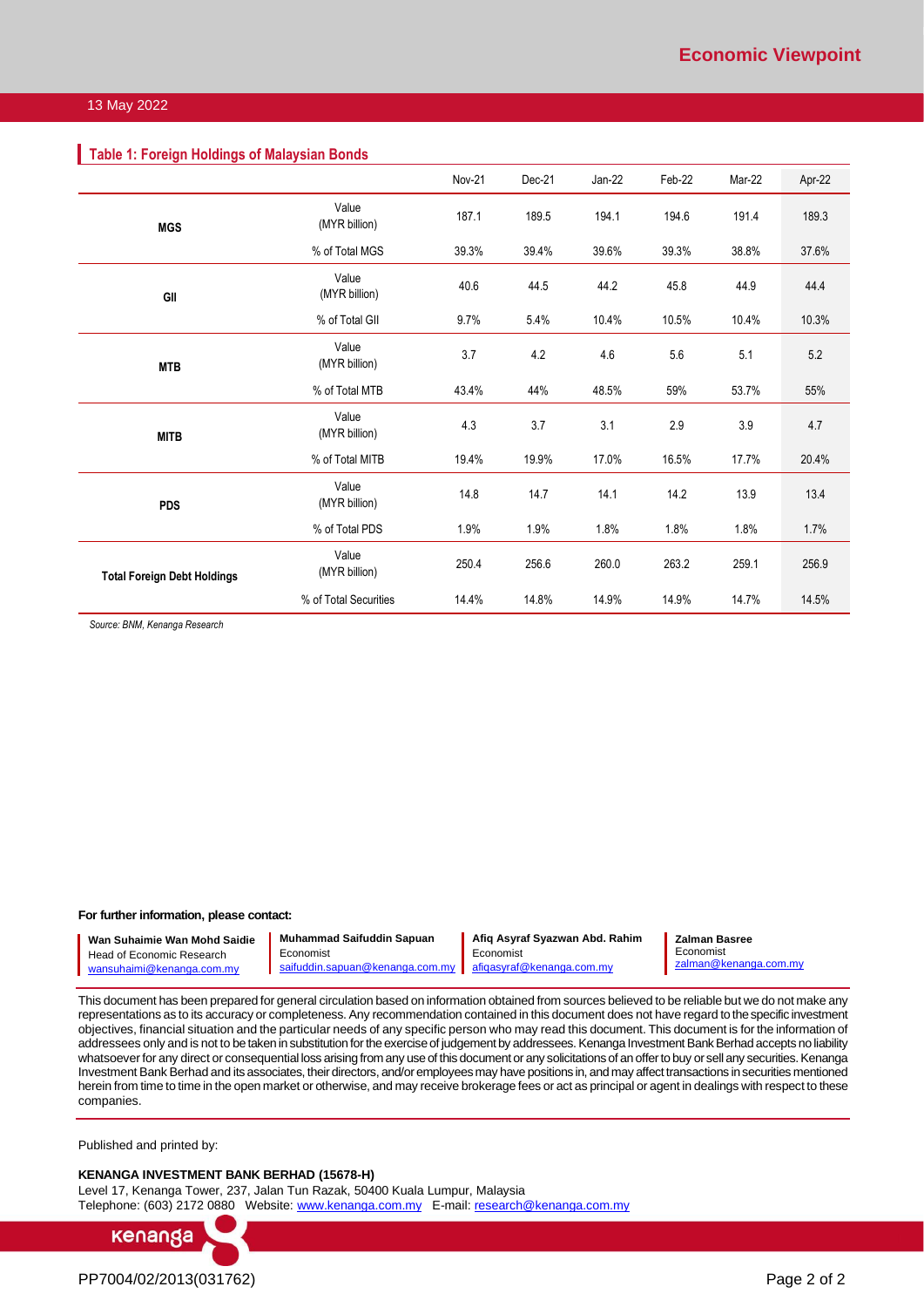### Table 1: Foreign Holdings of Malaysian Bonds

| | | Nov-21 | Dec-21 | Jan-22 | Feb-22 | Mar-22 | Apr-22 |
|---|---|---|---|---|---|---|---|
| **MGS** | Value (MYR billion) | 187.1 | 189.5 | 194.1 | 194.6 | 191.4 | 189.3 |
| | % of Total MGS | 39.3% | 39.4% | 39.6% | 39.3% | 38.8% | 37.6% |
| **GII** | Value (MYR billion) | 40.6 | 44.5 | 44.2 | 45.8 | 44.9 | 44.4 |
| | % of Total GII | 9.7% | 5.4% | 10.4% | 10.5% | 10.4% | 10.3% |
| **MTB** | Value (MYR billion) | 3.7 | 4.2 | 4.6 | 5.6 | 5.1 | 5.2 |
| | % of Total MTB | 43.4% | 44% | 48.5% | 59% | 53.7% | 55% |
| **MITB** | Value (MYR billion) | 4.3 | 3.7 | 3.1 | 2.9 | 3.9 | 4.7 |
| | % of Total MITB | 19.4% | 19.9% | 17.0% | 16.5% | 17.7% | 20.4% |
| **PDS** | Value (MYR billion) | 14.8 | 14.7 | 14.1 | 14.2 | 13.9 | 13.4 |
| | % of Total PDS | 1.9% | 1.9% | 1.8% | 1.8% | 1.8% | 1.7% |
| **Total Foreign Debt Holdings** | Value (MYR billion) | 250.4 | 256.6 | 260.0 | 263.2 | 259.1 | 256.9 |
| | % of Total Securities | 14.4% | 14.8% | 14.9% | 14.9% | 14.7% | 14.5% |

*Source: BNM, Kenanga Research*

**For further information, please contact:**

**Wan Suhaimie Wan Mohd Saidie**
Head of Economic Research
wansuhaimi@kenanga.com.my

**Muhammad Saifuddin Sapuan**
Economist
saifuddin.sapuan@kenanga.com.my

**Afiq Asyraf Syazwan Abd. Rahim**
Economist
afiqasyraf@kenanga.com.my

**Zalman Basree**
Economist
zalman@kenanga.com.my

This document has been prepared for general circulation based on information obtained from sources believed to be reliable but we do not make any representations as to its accuracy or completeness. Any recommendation contained in this document does not have regard to the specific investment objectives, financial situation and the particular needs of any specific person who may read this document. This document is for the information of addressees only and is not to be taken in substitution for the exercise of judgement by addressees. Kenanga Investment Bank Berhad accepts no liability whatsoever for any direct or consequential loss arising from any use of this document or any solicitations of an offer to buy or sell any securities. Kenanga Investment Bank Berhad and its associates, their directors, and/or employees may have positions in, and may affect transactions in securities mentioned herein from time to time in the open market or otherwise, and may receive brokerage fees or act as principal or agent in dealings with respect to these companies.

Published and printed by:

**KENANGA INVESTMENT BANK BERHAD (15678-H)**
Level 17, Kenanga Tower, 237, Jalan Tun Razak, 50400 Kuala Lumpur, Malaysia
Telephone: (603) 2172 0880 Website: www.kenanga.com.my E-mail: research@kenanga.com.my

PP7004/02/2013(031762)